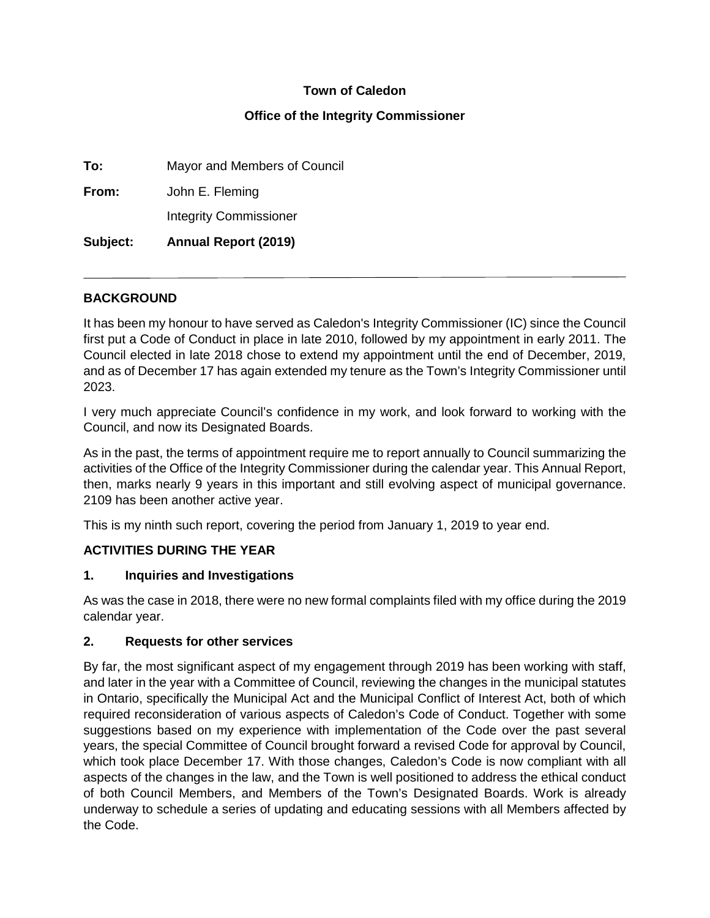**Town of Caledon**

**Office of the Integrity Commissioner**

**To:** Mayor and Members of Council

**From:** John E. Fleming

Integrity Commissioner

**Subject: Annual Report (2019)**

---

## BACKGROUND

It has been my honour to have served as Caledon's Integrity Commissioner (IC) since the Council first put a Code of Conduct in place in late 2010, followed by my appointment in early 2011. The Council elected in late 2018 chose to extend my appointment until the end of December, 2019, and as of December 17 has again extended my tenure as the Town's Integrity Commissioner until 2023.

I very much appreciate Council's confidence in my work, and look forward to working with the Council, and now its Designated Boards.

As in the past, the terms of appointment require me to report annually to Council summarizing the activities of the Office of the Integrity Commissioner during the calendar year. This Annual Report, then, marks nearly 9 years in this important and still evolving aspect of municipal governance. 2109 has been another active year.

This is my ninth such report, covering the period from January 1, 2019 to year end.

## ACTIVITIES DURING THE YEAR

### 1. Inquiries and Investigations

As was the case in 2018, there were no new formal complaints filed with my office during the 2019 calendar year.

### 2. Requests for other services

By far, the most significant aspect of my engagement through 2019 has been working with staff, and later in the year with a Committee of Council, reviewing the changes in the municipal statutes in Ontario, specifically the Municipal Act and the Municipal Conflict of Interest Act, both of which required reconsideration of various aspects of Caledon's Code of Conduct. Together with some suggestions based on my experience with implementation of the Code over the past several years, the special Committee of Council brought forward a revised Code for approval by Council, which took place December 17. With those changes, Caledon's Code is now compliant with all aspects of the changes in the law, and the Town is well positioned to address the ethical conduct of both Council Members, and Members of the Town's Designated Boards. Work is already underway to schedule a series of updating and educating sessions with all Members affected by the Code.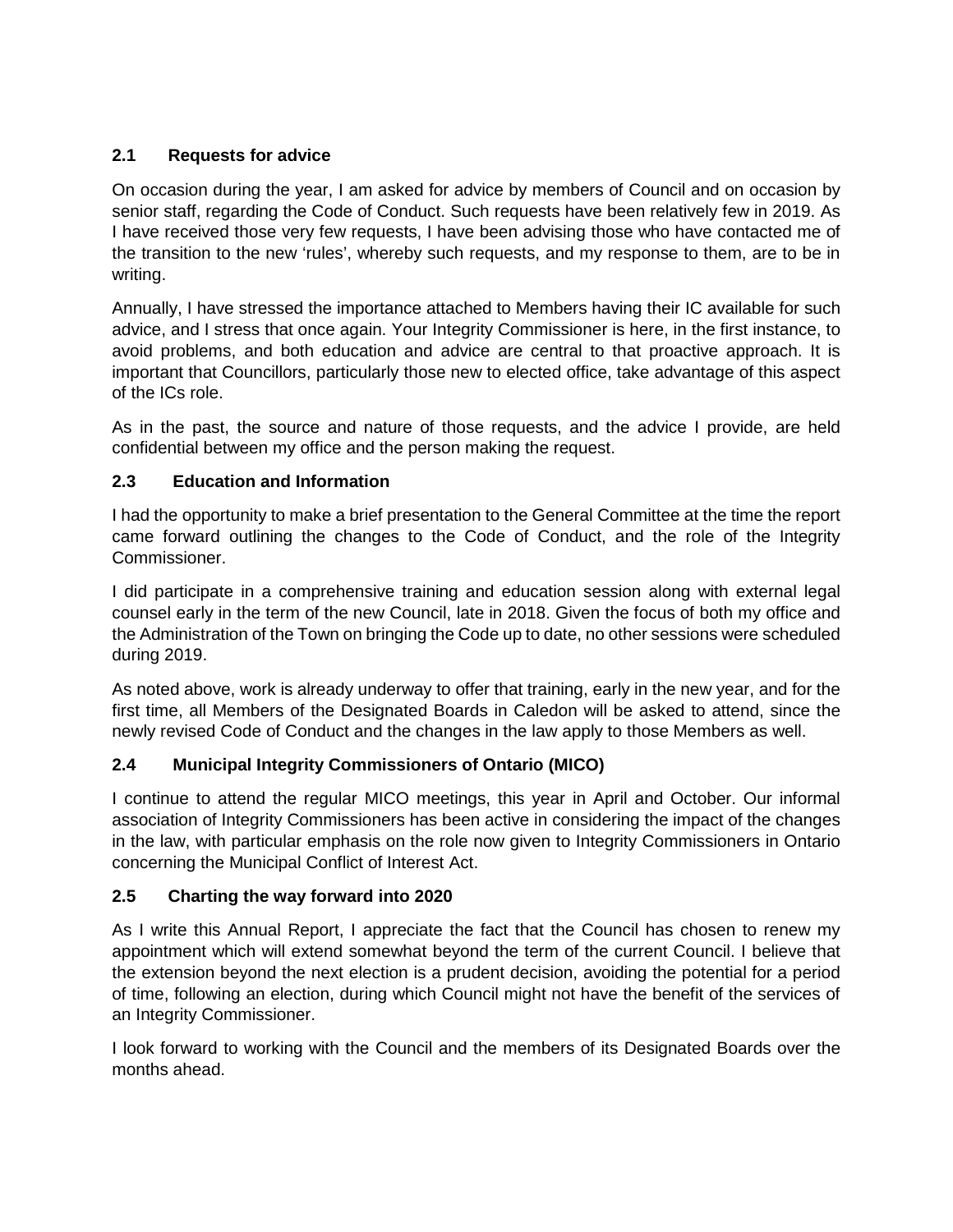### 2.1 Requests for advice

On occasion during the year, I am asked for advice by members of Council and on occasion by senior staff, regarding the Code of Conduct. Such requests have been relatively few in 2019. As I have received those very few requests, I have been advising those who have contacted me of the transition to the new 'rules', whereby such requests, and my response to them, are to be in writing.

Annually, I have stressed the importance attached to Members having their IC available for such advice, and I stress that once again. Your Integrity Commissioner is here, in the first instance, to avoid problems, and both education and advice are central to that proactive approach. It is important that Councillors, particularly those new to elected office, take advantage of this aspect of the ICs role.

As in the past, the source and nature of those requests, and the advice I provide, are held confidential between my office and the person making the request.

### 2.3 Education and Information

I had the opportunity to make a brief presentation to the General Committee at the time the report came forward outlining the changes to the Code of Conduct, and the role of the Integrity Commissioner.

I did participate in a comprehensive training and education session along with external legal counsel early in the term of the new Council, late in 2018. Given the focus of both my office and the Administration of the Town on bringing the Code up to date, no other sessions were scheduled during 2019.

As noted above, work is already underway to offer that training, early in the new year, and for the first time, all Members of the Designated Boards in Caledon will be asked to attend, since the newly revised Code of Conduct and the changes in the law apply to those Members as well.

### 2.4 Municipal Integrity Commissioners of Ontario (MICO)

I continue to attend the regular MICO meetings, this year in April and October. Our informal association of Integrity Commissioners has been active in considering the impact of the changes in the law, with particular emphasis on the role now given to Integrity Commissioners in Ontario concerning the Municipal Conflict of Interest Act.

### 2.5 Charting the way forward into 2020

As I write this Annual Report, I appreciate the fact that the Council has chosen to renew my appointment which will extend somewhat beyond the term of the current Council. I believe that the extension beyond the next election is a prudent decision, avoiding the potential for a period of time, following an election, during which Council might not have the benefit of the services of an Integrity Commissioner.

I look forward to working with the Council and the members of its Designated Boards over the months ahead.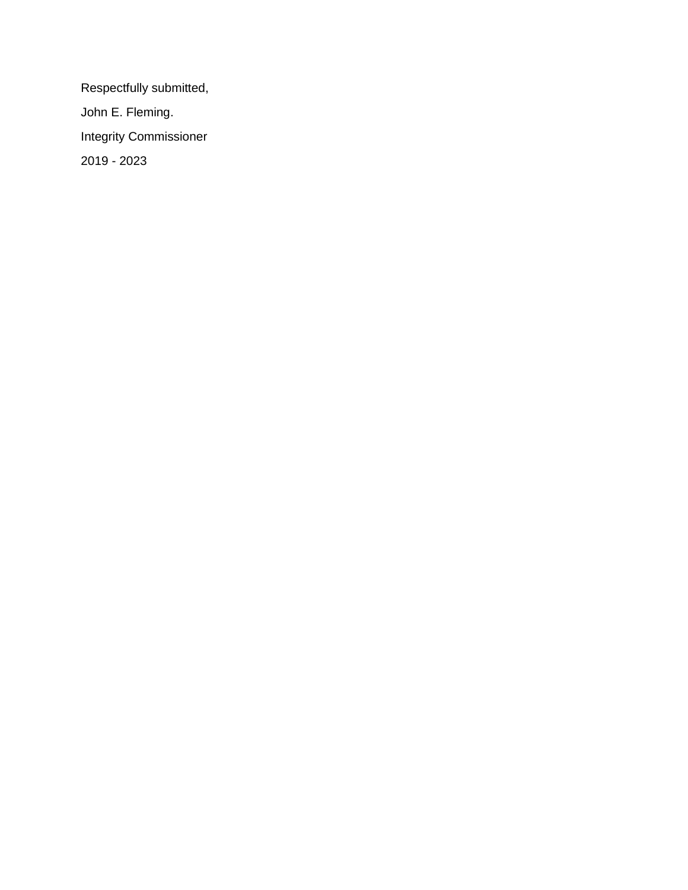Respectfully submitted,

John E. Fleming.

Integrity Commissioner

2019 - 2023